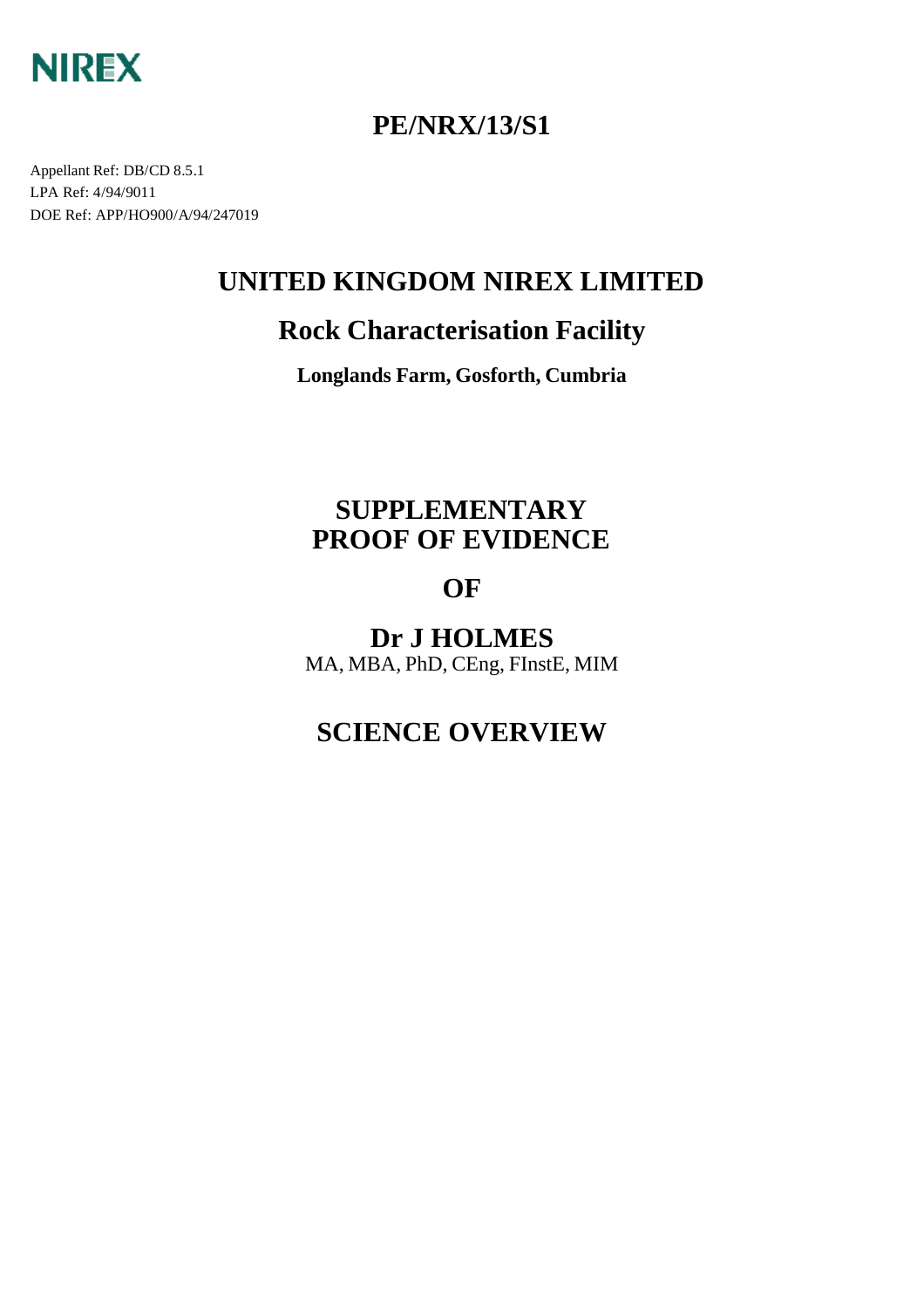NIREX

# PE/NRX/13/S1

Appellant Ref: DB/CD 8.5.1
LPA Ref: 4/94/9011
DOE Ref: APP/HO900/A/94/247019

# UNITED KINGDOM NIREX LIMITED

## Rock Characterisation Facility

**Longlands Farm, Gosforth, Cumbria**

# SUPPLEMENTARY PROOF OF EVIDENCE

# OF

# Dr J HOLMES

MA, MBA, PhD, CEng, FInstE, MIM

# SCIENCE OVERVIEW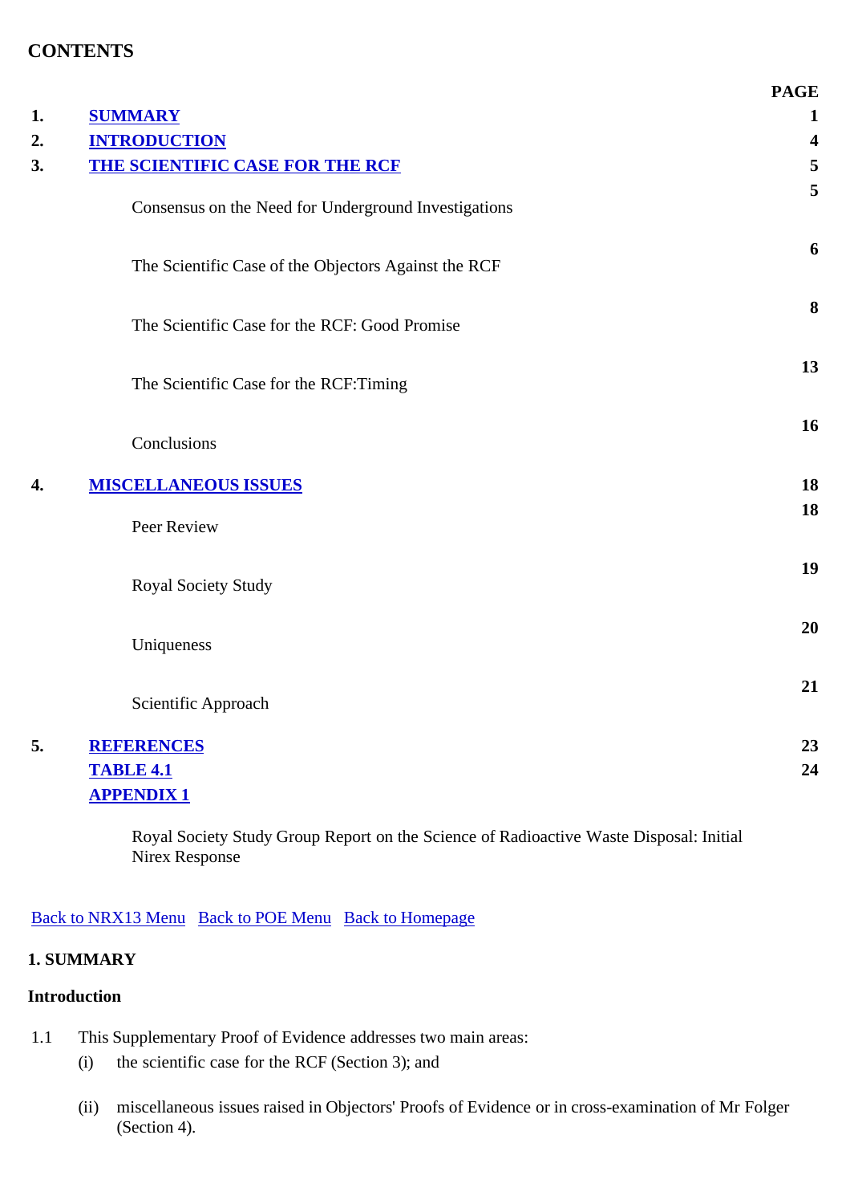## CONTENTS

| | | PAGE |
|---|---|---|
| 1. | SUMMARY | 1 |
| 2. | INTRODUCTION | 4 |
| 3. | THE SCIENTIFIC CASE FOR THE RCF | 5 |
| | Consensus on the Need for Underground Investigations | 5 |
| | The Scientific Case of the Objectors Against the RCF | 6 |
| | The Scientific Case for the RCF: Good Promise | 8 |
| | The Scientific Case for the RCF:Timing | 13 |
| | Conclusions | 16 |
| 4. | MISCELLANEOUS ISSUES | 18 |
| | Peer Review | 18 |
| | Royal Society Study | 19 |
| | Uniqueness | 20 |
| | Scientific Approach | 21 |
| 5. | REFERENCES | 23 |
| | TABLE 4.1 | 24 |
| | APPENDIX 1 | |
| | Royal Society Study Group Report on the Science of Radioactive Waste Disposal: Initial Nirex Response | |

Back to NRX13 Menu   Back to POE Menu   Back to Homepage

## 1. SUMMARY

### Introduction

1.1 This Supplementary Proof of Evidence addresses two main areas:

(i) the scientific case for the RCF (Section 3); and

(ii) miscellaneous issues raised in Objectors' Proofs of Evidence or in cross-examination of Mr Folger (Section 4).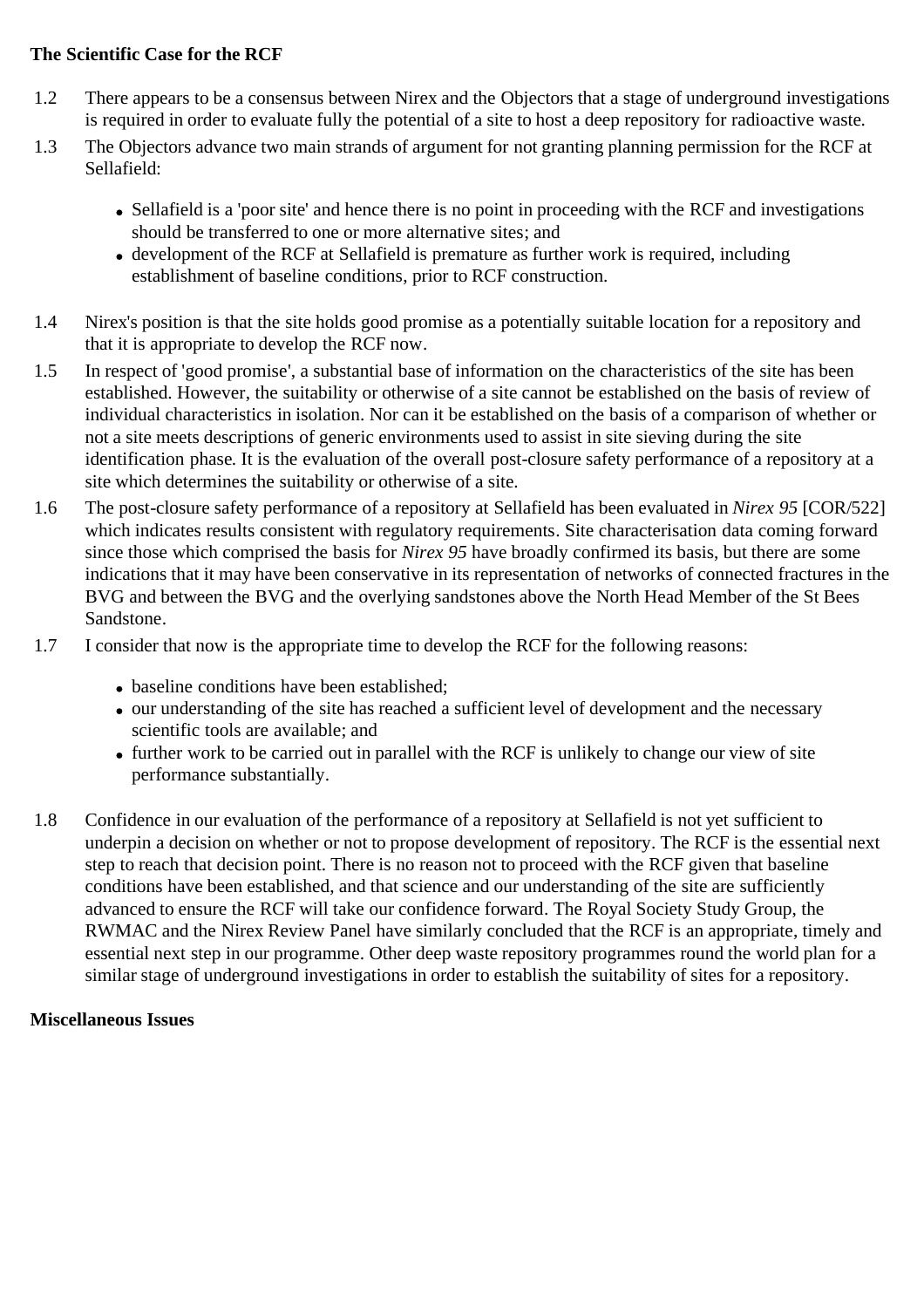**The Scientific Case for the RCF**

1.2 There appears to be a consensus between Nirex and the Objectors that a stage of underground investigations is required in order to evaluate fully the potential of a site to host a deep repository for radioactive waste.

1.3 The Objectors advance two main strands of argument for not granting planning permission for the RCF at Sellafield:

- Sellafield is a 'poor site' and hence there is no point in proceeding with the RCF and investigations should be transferred to one or more alternative sites; and
- development of the RCF at Sellafield is premature as further work is required, including establishment of baseline conditions, prior to RCF construction.

1.4 Nirex's position is that the site holds good promise as a potentially suitable location for a repository and that it is appropriate to develop the RCF now.

1.5 In respect of 'good promise', a substantial base of information on the characteristics of the site has been established. However, the suitability or otherwise of a site cannot be established on the basis of review of individual characteristics in isolation. Nor can it be established on the basis of a comparison of whether or not a site meets descriptions of generic environments used to assist in site sieving during the site identification phase. It is the evaluation of the overall post-closure safety performance of a repository at a site which determines the suitability or otherwise of a site.

1.6 The post-closure safety performance of a repository at Sellafield has been evaluated in *Nirex 95* [COR/522] which indicates results consistent with regulatory requirements. Site characterisation data coming forward since those which comprised the basis for *Nirex 95* have broadly confirmed its basis, but there are some indications that it may have been conservative in its representation of networks of connected fractures in the BVG and between the BVG and the overlying sandstones above the North Head Member of the St Bees Sandstone.

1.7 I consider that now is the appropriate time to develop the RCF for the following reasons:

- baseline conditions have been established;
- our understanding of the site has reached a sufficient level of development and the necessary scientific tools are available; and
- further work to be carried out in parallel with the RCF is unlikely to change our view of site performance substantially.

1.8 Confidence in our evaluation of the performance of a repository at Sellafield is not yet sufficient to underpin a decision on whether or not to propose development of repository. The RCF is the essential next step to reach that decision point. There is no reason not to proceed with the RCF given that baseline conditions have been established, and that science and our understanding of the site are sufficiently advanced to ensure the RCF will take our confidence forward. The Royal Society Study Group, the RWMAC and the Nirex Review Panel have similarly concluded that the RCF is an appropriate, timely and essential next step in our programme. Other deep waste repository programmes round the world plan for a similar stage of underground investigations in order to establish the suitability of sites for a repository.

**Miscellaneous Issues**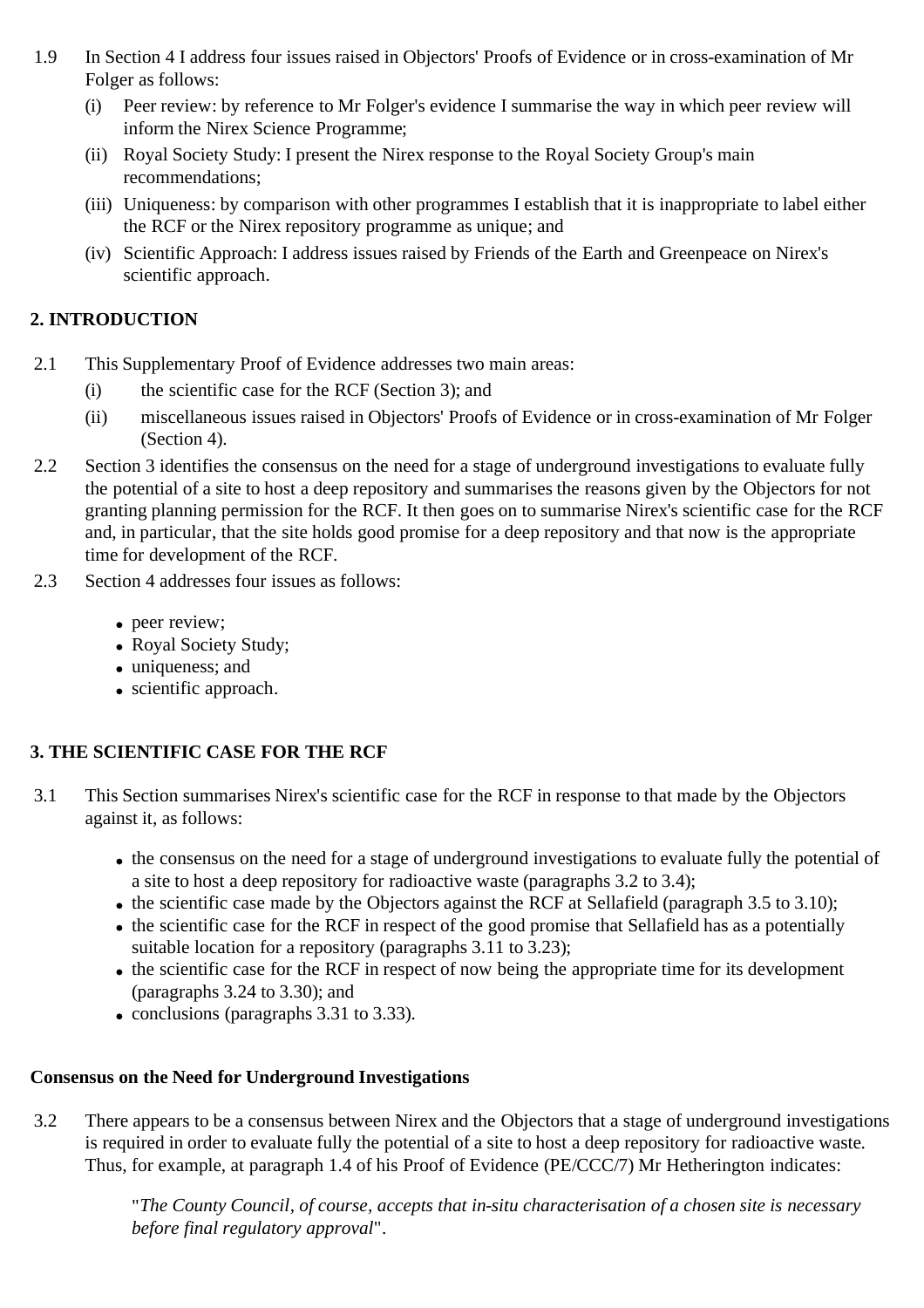1.9 In Section 4 I address four issues raised in Objectors' Proofs of Evidence or in cross-examination of Mr Folger as follows:

   (i) Peer review: by reference to Mr Folger's evidence I summarise the way in which peer review will inform the Nirex Science Programme;

   (ii) Royal Society Study: I present the Nirex response to the Royal Society Group's main recommendations;

   (iii) Uniqueness: by comparison with other programmes I establish that it is inappropriate to label either the RCF or the Nirex repository programme as unique; and

   (iv) Scientific Approach: I address issues raised by Friends of the Earth and Greenpeace on Nirex's scientific approach.

## 2. INTRODUCTION

2.1 This Supplementary Proof of Evidence addresses two main areas:

   (i) the scientific case for the RCF (Section 3); and

   (ii) miscellaneous issues raised in Objectors' Proofs of Evidence or in cross-examination of Mr Folger (Section 4).

2.2 Section 3 identifies the consensus on the need for a stage of underground investigations to evaluate fully the potential of a site to host a deep repository and summarises the reasons given by the Objectors for not granting planning permission for the RCF. It then goes on to summarise Nirex's scientific case for the RCF and, in particular, that the site holds good promise for a deep repository and that now is the appropriate time for development of the RCF.

2.3 Section 4 addresses four issues as follows:

- peer review;
- Royal Society Study;
- uniqueness; and
- scientific approach.

## 3. THE SCIENTIFIC CASE FOR THE RCF

3.1 This Section summarises Nirex's scientific case for the RCF in response to that made by the Objectors against it, as follows:

- the consensus on the need for a stage of underground investigations to evaluate fully the potential of a site to host a deep repository for radioactive waste (paragraphs 3.2 to 3.4);
- the scientific case made by the Objectors against the RCF at Sellafield (paragraph 3.5 to 3.10);
- the scientific case for the RCF in respect of the good promise that Sellafield has as a potentially suitable location for a repository (paragraphs 3.11 to 3.23);
- the scientific case for the RCF in respect of now being the appropriate time for its development (paragraphs 3.24 to 3.30); and
- conclusions (paragraphs 3.31 to 3.33).

**Consensus on the Need for Underground Investigations**

3.2 There appears to be a consensus between Nirex and the Objectors that a stage of underground investigations is required in order to evaluate fully the potential of a site to host a deep repository for radioactive waste. Thus, for example, at paragraph 1.4 of his Proof of Evidence (PE/CCC/7) Mr Hetherington indicates:

> "*The County Council, of course, accepts that in-situ characterisation of a chosen site is necessary before final regulatory approval*".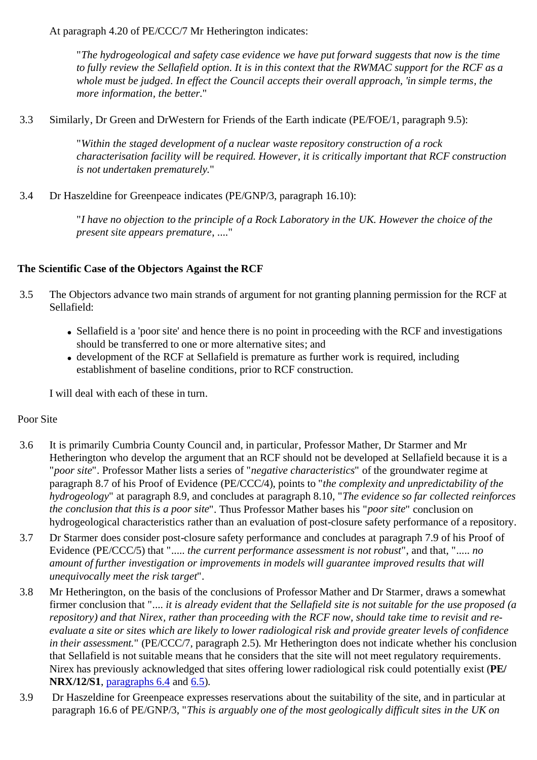At paragraph 4.20 of PE/CCC/7 Mr Hetherington indicates:

> "*The hydrogeological and safety case evidence we have put forward suggests that now is the time to fully review the Sellafield option. It is in this context that the RWMAC support for the RCF as a whole must be judged. In effect the Council accepts their overall approach, 'in simple terms, the more information, the better.*"

3.3 Similarly, Dr Green and DrWestern for Friends of the Earth indicate (PE/FOE/1, paragraph 9.5):

> "*Within the staged development of a nuclear waste repository construction of a rock characterisation facility will be required. However, it is critically important that RCF construction is not undertaken prematurely.*"

3.4 Dr Haszeldine for Greenpeace indicates (PE/GNP/3, paragraph 16.10):

> "*I have no objection to the principle of a Rock Laboratory in the UK. However the choice of the present site appears premature, ....*"

**The Scientific Case of the Objectors Against the RCF**

3.5 The Objectors advance two main strands of argument for not granting planning permission for the RCF at Sellafield:

- Sellafield is a 'poor site' and hence there is no point in proceeding with the RCF and investigations should be transferred to one or more alternative sites; and
- development of the RCF at Sellafield is premature as further work is required, including establishment of baseline conditions, prior to RCF construction.

I will deal with each of these in turn.

Poor Site

3.6 It is primarily Cumbria County Council and, in particular, Professor Mather, Dr Starmer and Mr Hetherington who develop the argument that an RCF should not be developed at Sellafield because it is a "*poor site*". Professor Mather lists a series of "*negative characteristics*" of the groundwater regime at paragraph 8.7 of his Proof of Evidence (PE/CCC/4), points to "*the complexity and unpredictability of the hydrogeology*" at paragraph 8.9, and concludes at paragraph 8.10, "*The evidence so far collected reinforces the conclusion that this is a poor site*". Thus Professor Mather bases his "*poor site*" conclusion on hydrogeological characteristics rather than an evaluation of post-closure safety performance of a repository.

3.7 Dr Starmer does consider post-closure safety performance and concludes at paragraph 7.9 of his Proof of Evidence (PE/CCC/5) that "*..... the current performance assessment is not robust*", and that, "*..... no amount of further investigation or improvements in models will guarantee improved results that will unequivocally meet the risk target*".

3.8 Mr Hetherington, on the basis of the conclusions of Professor Mather and Dr Starmer, draws a somewhat firmer conclusion that "*.... it is already evident that the Sellafield site is not suitable for the use proposed (a repository) and that Nirex, rather than proceeding with the RCF now, should take time to revisit and re-evaluate a site or sites which are likely to lower radiological risk and provide greater levels of confidence in their assessment.*" (PE/CCC/7, paragraph 2.5). Mr Hetherington does not indicate whether his conclusion that Sellafield is not suitable means that he considers that the site will not meet regulatory requirements. Nirex has previously acknowledged that sites offering lower radiological risk could potentially exist (**PE/NRX/12/S1**, paragraphs 6.4 and 6.5).

3.9 Dr Haszeldine for Greenpeace expresses reservations about the suitability of the site, and in particular at paragraph 16.6 of PE/GNP/3, "*This is arguably one of the most geologically difficult sites in the UK on*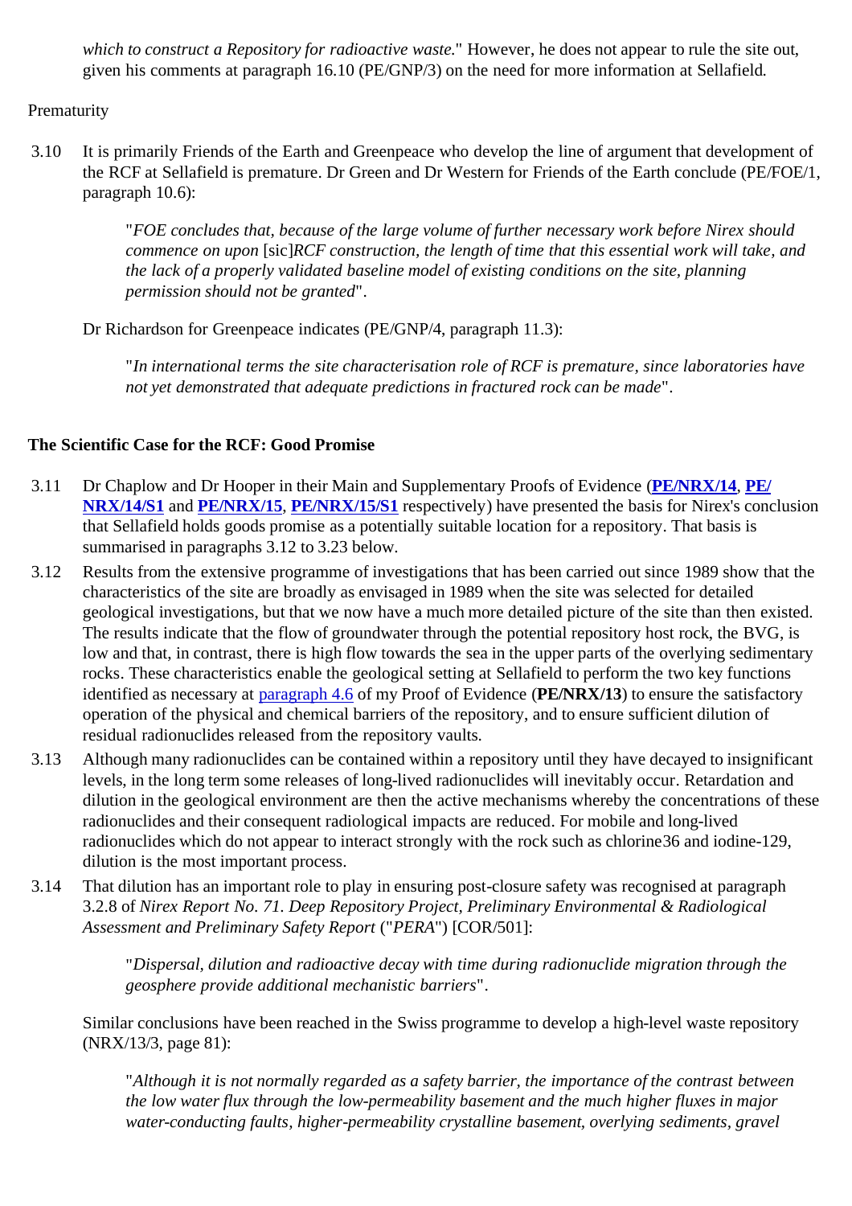*which to construct a Repository for radioactive waste.*" However, he does not appear to rule the site out, given his comments at paragraph 16.10 (PE/GNP/3) on the need for more information at Sellafield.

Prematurity

3.10 It is primarily Friends of the Earth and Greenpeace who develop the line of argument that development of the RCF at Sellafield is premature. Dr Green and Dr Western for Friends of the Earth conclude (PE/FOE/1, paragraph 10.6):

> "*FOE concludes that, because of the large volume of further necessary work before Nirex should commence on upon* [sic]*RCF construction, the length of time that this essential work will take, and the lack of a properly validated baseline model of existing conditions on the site, planning permission should not be granted*".

Dr Richardson for Greenpeace indicates (PE/GNP/4, paragraph 11.3):

> "*In international terms the site characterisation role of RCF is premature, since laboratories have not yet demonstrated that adequate predictions in fractured rock can be made*".

**The Scientific Case for the RCF: Good Promise**

3.11 Dr Chaplow and Dr Hooper in their Main and Supplementary Proofs of Evidence (**PE/NRX/14**, **PE/NRX/14/S1** and **PE/NRX/15**, **PE/NRX/15/S1** respectively) have presented the basis for Nirex's conclusion that Sellafield holds goods promise as a potentially suitable location for a repository. That basis is summarised in paragraphs 3.12 to 3.23 below.

3.12 Results from the extensive programme of investigations that has been carried out since 1989 show that the characteristics of the site are broadly as envisaged in 1989 when the site was selected for detailed geological investigations, but that we now have a much more detailed picture of the site than then existed. The results indicate that the flow of groundwater through the potential repository host rock, the BVG, is low and that, in contrast, there is high flow towards the sea in the upper parts of the overlying sedimentary rocks. These characteristics enable the geological setting at Sellafield to perform the two key functions identified as necessary at paragraph 4.6 of my Proof of Evidence (**PE/NRX/13**) to ensure the satisfactory operation of the physical and chemical barriers of the repository, and to ensure sufficient dilution of residual radionuclides released from the repository vaults.

3.13 Although many radionuclides can be contained within a repository until they have decayed to insignificant levels, in the long term some releases of long-lived radionuclides will inevitably occur. Retardation and dilution in the geological environment are then the active mechanisms whereby the concentrations of these radionuclides and their consequent radiological impacts are reduced. For mobile and long-lived radionuclides which do not appear to interact strongly with the rock such as chlorine36 and iodine-129, dilution is the most important process.

3.14 That dilution has an important role to play in ensuring post-closure safety was recognised at paragraph 3.2.8 of *Nirex Report No. 71. Deep Repository Project, Preliminary Environmental & Radiological Assessment and Preliminary Safety Report* ("*PERA*") [COR/501]:

> "*Dispersal, dilution and radioactive decay with time during radionuclide migration through the geosphere provide additional mechanistic barriers*".

Similar conclusions have been reached in the Swiss programme to develop a high-level waste repository (NRX/13/3, page 81):

> "*Although it is not normally regarded as a safety barrier, the importance of the contrast between the low water flux through the low-permeability basement and the much higher fluxes in major water-conducting faults, higher-permeability crystalline basement, overlying sediments, gravel*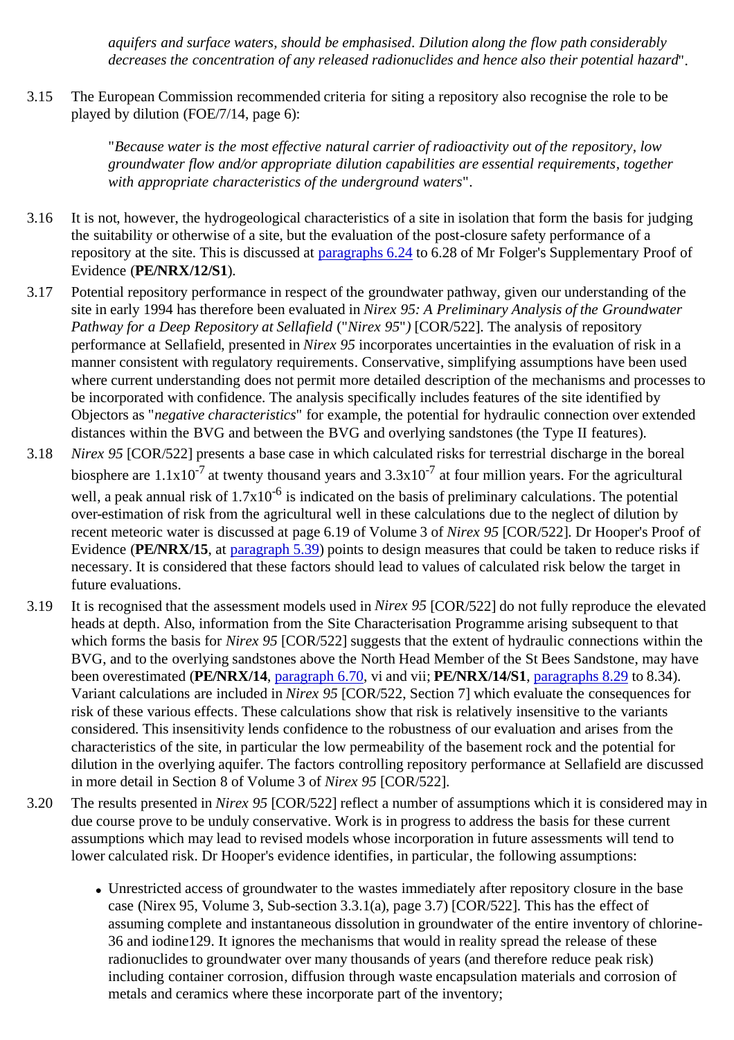*aquifers and surface waters, should be emphasised. Dilution along the flow path considerably decreases the concentration of any released radionuclides and hence also their potential hazard*".

3.15 The European Commission recommended criteria for siting a repository also recognise the role to be played by dilution (FOE/7/14, page 6):

> "*Because water is the most effective natural carrier of radioactivity out of the repository, low groundwater flow and/or appropriate dilution capabilities are essential requirements, together with appropriate characteristics of the underground waters*".

3.16 It is not, however, the hydrogeological characteristics of a site in isolation that form the basis for judging the suitability or otherwise of a site, but the evaluation of the post-closure safety performance of a repository at the site. This is discussed at paragraphs 6.24 to 6.28 of Mr Folger's Supplementary Proof of Evidence (**PE/NRX/12/S1**).

3.17 Potential repository performance in respect of the groundwater pathway, given our understanding of the site in early 1994 has therefore been evaluated in *Nirex 95: A Preliminary Analysis of the Groundwater Pathway for a Deep Repository at Sellafield* ("*Nirex 95*") [COR/522]. The analysis of repository performance at Sellafield, presented in *Nirex 95* incorporates uncertainties in the evaluation of risk in a manner consistent with regulatory requirements. Conservative, simplifying assumptions have been used where current understanding does not permit more detailed description of the mechanisms and processes to be incorporated with confidence. The analysis specifically includes features of the site identified by Objectors as "*negative characteristics*" for example, the potential for hydraulic connection over extended distances within the BVG and between the BVG and overlying sandstones (the Type II features).

3.18 *Nirex 95* [COR/522] presents a base case in which calculated risks for terrestrial discharge in the boreal biosphere are $1.1 \times 10^{-7}$ at twenty thousand years and $3.3 \times 10^{-7}$ at four million years. For the agricultural well, a peak annual risk of $1.7 \times 10^{-6}$ is indicated on the basis of preliminary calculations. The potential over-estimation of risk from the agricultural well in these calculations due to the neglect of dilution by recent meteoric water is discussed at page 6.19 of Volume 3 of *Nirex 95* [COR/522]. Dr Hooper's Proof of Evidence (**PE/NRX/15**, at paragraph 5.39) points to design measures that could be taken to reduce risks if necessary. It is considered that these factors should lead to values of calculated risk below the target in future evaluations.

3.19 It is recognised that the assessment models used in *Nirex 95* [COR/522] do not fully reproduce the elevated heads at depth. Also, information from the Site Characterisation Programme arising subsequent to that which forms the basis for *Nirex 95* [COR/522] suggests that the extent of hydraulic connections within the BVG, and to the overlying sandstones above the North Head Member of the St Bees Sandstone, may have been overestimated (**PE/NRX/14**, paragraph 6.70, vi and vii; **PE/NRX/14/S1**, paragraphs 8.29 to 8.34). Variant calculations are included in *Nirex 95* [COR/522, Section 7] which evaluate the consequences for risk of these various effects. These calculations show that risk is relatively insensitive to the variants considered. This insensitivity lends confidence to the robustness of our evaluation and arises from the characteristics of the site, in particular the low permeability of the basement rock and the potential for dilution in the overlying aquifer. The factors controlling repository performance at Sellafield are discussed in more detail in Section 8 of Volume 3 of *Nirex 95* [COR/522].

3.20 The results presented in *Nirex 95* [COR/522] reflect a number of assumptions which it is considered may in due course prove to be unduly conservative. Work is in progress to address the basis for these current assumptions which may lead to revised models whose incorporation in future assessments will tend to lower calculated risk. Dr Hooper's evidence identifies, in particular, the following assumptions:

- Unrestricted access of groundwater to the wastes immediately after repository closure in the base case (Nirex 95, Volume 3, Sub-section 3.3.1(a), page 3.7) [COR/522]. This has the effect of assuming complete and instantaneous dissolution in groundwater of the entire inventory of chlorine-36 and iodine129. It ignores the mechanisms that would in reality spread the release of these radionuclides to groundwater over many thousands of years (and therefore reduce peak risk) including container corrosion, diffusion through waste encapsulation materials and corrosion of metals and ceramics where these incorporate part of the inventory;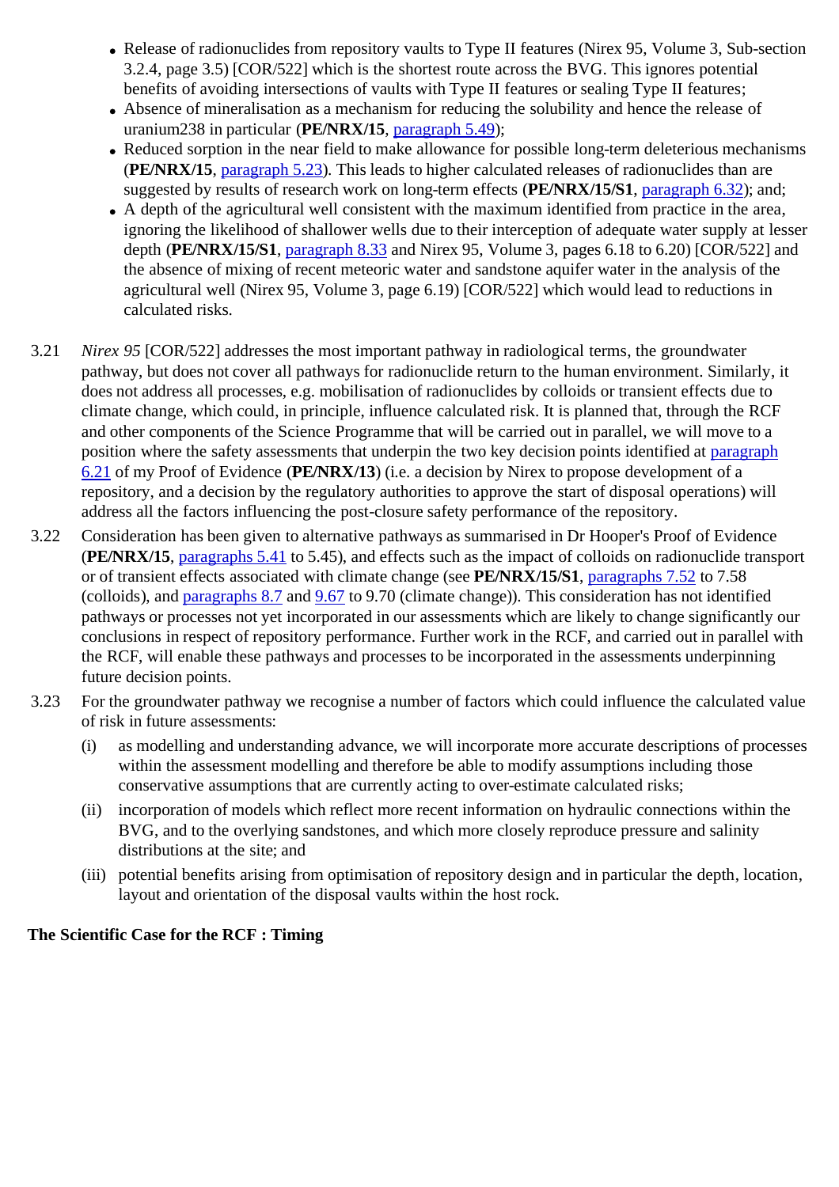- Release of radionuclides from repository vaults to Type II features (Nirex 95, Volume 3, Sub-section 3.2.4, page 3.5) [COR/522] which is the shortest route across the BVG. This ignores potential benefits of avoiding intersections of vaults with Type II features or sealing Type II features;
- Absence of mineralisation as a mechanism for reducing the solubility and hence the release of uranium238 in particular (**PE/NRX/15**, paragraph 5.49);
- Reduced sorption in the near field to make allowance for possible long-term deleterious mechanisms (**PE/NRX/15**, paragraph 5.23). This leads to higher calculated releases of radionuclides than are suggested by results of research work on long-term effects (**PE/NRX/15/S1**, paragraph 6.32); and;
- A depth of the agricultural well consistent with the maximum identified from practice in the area, ignoring the likelihood of shallower wells due to their interception of adequate water supply at lesser depth (**PE/NRX/15/S1**, paragraph 8.33 and Nirex 95, Volume 3, pages 6.18 to 6.20) [COR/522] and the absence of mixing of recent meteoric water and sandstone aquifer water in the analysis of the agricultural well (Nirex 95, Volume 3, page 6.19) [COR/522] which would lead to reductions in calculated risks.

3.21 *Nirex 95* [COR/522] addresses the most important pathway in radiological terms, the groundwater pathway, but does not cover all pathways for radionuclide return to the human environment. Similarly, it does not address all processes, e.g. mobilisation of radionuclides by colloids or transient effects due to climate change, which could, in principle, influence calculated risk. It is planned that, through the RCF and other components of the Science Programme that will be carried out in parallel, we will move to a position where the safety assessments that underpin the two key decision points identified at paragraph 6.21 of my Proof of Evidence (**PE/NRX/13**) (i.e. a decision by Nirex to propose development of a repository, and a decision by the regulatory authorities to approve the start of disposal operations) will address all the factors influencing the post-closure safety performance of the repository.

3.22 Consideration has been given to alternative pathways as summarised in Dr Hooper's Proof of Evidence (**PE/NRX/15**, paragraphs 5.41 to 5.45), and effects such as the impact of colloids on radionuclide transport or of transient effects associated with climate change (see **PE/NRX/15/S1**, paragraphs 7.52 to 7.58 (colloids), and paragraphs 8.7 and 9.67 to 9.70 (climate change)). This consideration has not identified pathways or processes not yet incorporated in our assessments which are likely to change significantly our conclusions in respect of repository performance. Further work in the RCF, and carried out in parallel with the RCF, will enable these pathways and processes to be incorporated in the assessments underpinning future decision points.

3.23 For the groundwater pathway we recognise a number of factors which could influence the calculated value of risk in future assessments:

(i) as modelling and understanding advance, we will incorporate more accurate descriptions of processes within the assessment modelling and therefore be able to modify assumptions including those conservative assumptions that are currently acting to over-estimate calculated risks;

(ii) incorporation of models which reflect more recent information on hydraulic connections within the BVG, and to the overlying sandstones, and which more closely reproduce pressure and salinity distributions at the site; and

(iii) potential benefits arising from optimisation of repository design and in particular the depth, location, layout and orientation of the disposal vaults within the host rock.

**The Scientific Case for the RCF : Timing**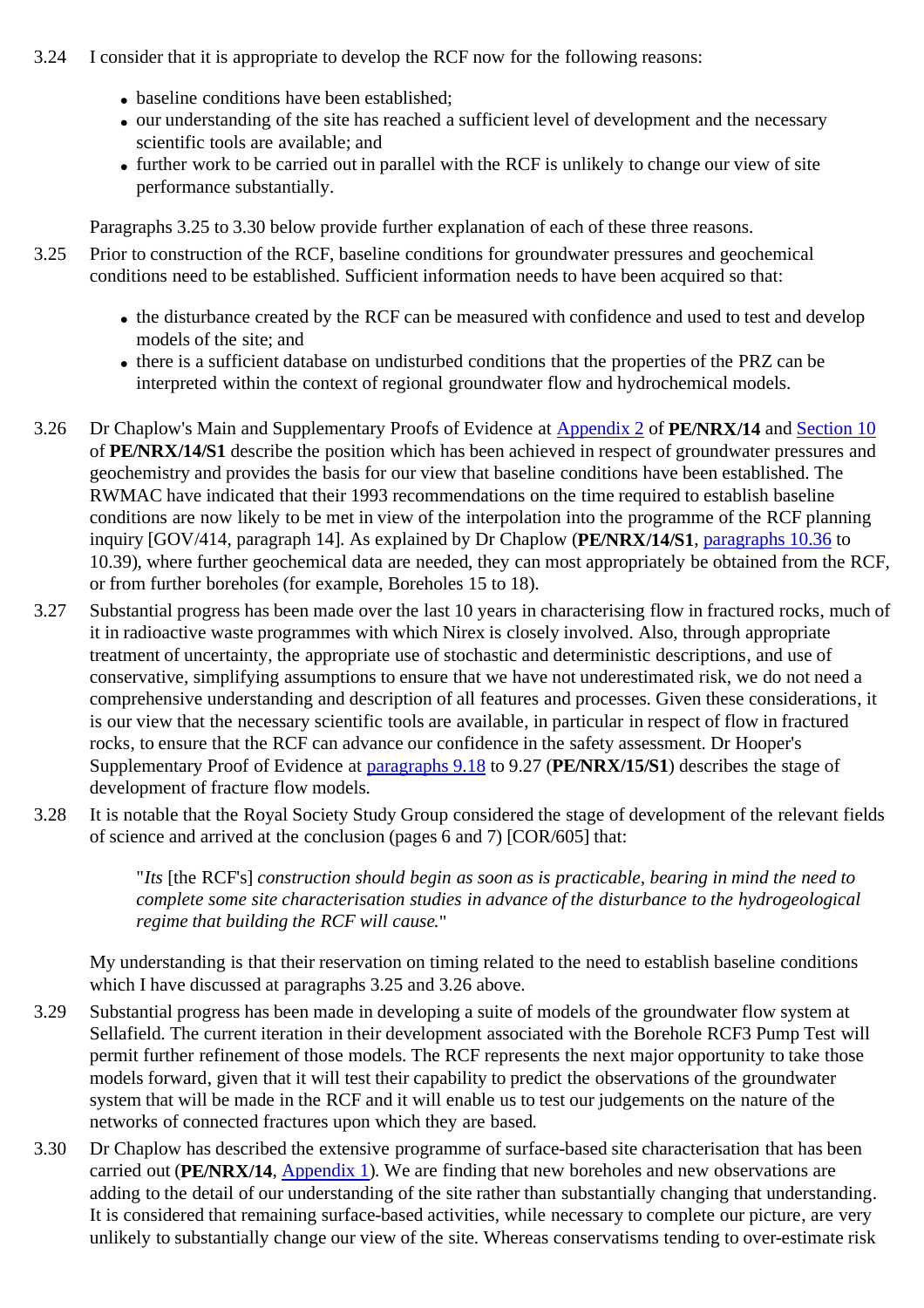3.24 I consider that it is appropriate to develop the RCF now for the following reasons:

- baseline conditions have been established;
- our understanding of the site has reached a sufficient level of development and the necessary scientific tools are available; and
- further work to be carried out in parallel with the RCF is unlikely to change our view of site performance substantially.

Paragraphs 3.25 to 3.30 below provide further explanation of each of these three reasons.

3.25 Prior to construction of the RCF, baseline conditions for groundwater pressures and geochemical conditions need to be established. Sufficient information needs to have been acquired so that:

- the disturbance created by the RCF can be measured with confidence and used to test and develop models of the site; and
- there is a sufficient database on undisturbed conditions that the properties of the PRZ can be interpreted within the context of regional groundwater flow and hydrochemical models.

3.26 Dr Chaplow's Main and Supplementary Proofs of Evidence at Appendix 2 of **PE/NRX/14** and Section 10 of **PE/NRX/14/S1** describe the position which has been achieved in respect of groundwater pressures and geochemistry and provides the basis for our view that baseline conditions have been established. The RWMAC have indicated that their 1993 recommendations on the time required to establish baseline conditions are now likely to be met in view of the interpolation into the programme of the RCF planning inquiry [GOV/414, paragraph 14]. As explained by Dr Chaplow (**PE/NRX/14/S1**, paragraphs 10.36 to 10.39), where further geochemical data are needed, they can most appropriately be obtained from the RCF, or from further boreholes (for example, Boreholes 15 to 18).

3.27 Substantial progress has been made over the last 10 years in characterising flow in fractured rocks, much of it in radioactive waste programmes with which Nirex is closely involved. Also, through appropriate treatment of uncertainty, the appropriate use of stochastic and deterministic descriptions, and use of conservative, simplifying assumptions to ensure that we have not underestimated risk, we do not need a comprehensive understanding and description of all features and processes. Given these considerations, it is our view that the necessary scientific tools are available, in particular in respect of flow in fractured rocks, to ensure that the RCF can advance our confidence in the safety assessment. Dr Hooper's Supplementary Proof of Evidence at paragraphs 9.18 to 9.27 (**PE/NRX/15/S1**) describes the stage of development of fracture flow models.

3.28 It is notable that the Royal Society Study Group considered the stage of development of the relevant fields of science and arrived at the conclusion (pages 6 and 7) [COR/605] that:

> "*Its* [the RCF's] *construction should begin as soon as is practicable, bearing in mind the need to complete some site characterisation studies in advance of the disturbance to the hydrogeological regime that building the RCF will cause.*"

My understanding is that their reservation on timing related to the need to establish baseline conditions which I have discussed at paragraphs 3.25 and 3.26 above.

3.29 Substantial progress has been made in developing a suite of models of the groundwater flow system at Sellafield. The current iteration in their development associated with the Borehole RCF3 Pump Test will permit further refinement of those models. The RCF represents the next major opportunity to take those models forward, given that it will test their capability to predict the observations of the groundwater system that will be made in the RCF and it will enable us to test our judgements on the nature of the networks of connected fractures upon which they are based.

3.30 Dr Chaplow has described the extensive programme of surface-based site characterisation that has been carried out (**PE/NRX/14**, Appendix 1). We are finding that new boreholes and new observations are adding to the detail of our understanding of the site rather than substantially changing that understanding. It is considered that remaining surface-based activities, while necessary to complete our picture, are very unlikely to substantially change our view of the site. Whereas conservatisms tending to over-estimate risk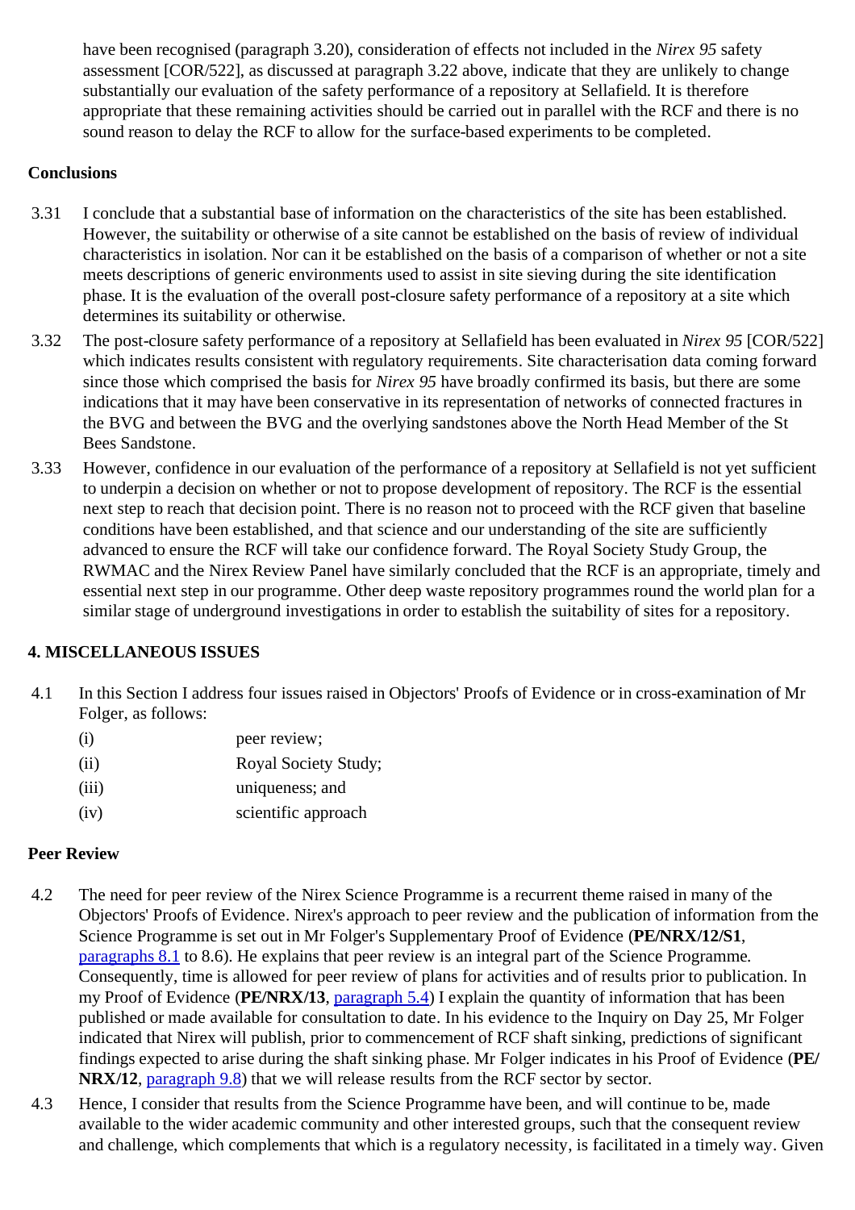have been recognised (paragraph 3.20), consideration of effects not included in the *Nirex 95* safety assessment [COR/522], as discussed at paragraph 3.22 above, indicate that they are unlikely to change substantially our evaluation of the safety performance of a repository at Sellafield. It is therefore appropriate that these remaining activities should be carried out in parallel with the RCF and there is no sound reason to delay the RCF to allow for the surface-based experiments to be completed.

**Conclusions**

3.31 I conclude that a substantial base of information on the characteristics of the site has been established. However, the suitability or otherwise of a site cannot be established on the basis of review of individual characteristics in isolation. Nor can it be established on the basis of a comparison of whether or not a site meets descriptions of generic environments used to assist in site sieving during the site identification phase. It is the evaluation of the overall post-closure safety performance of a repository at a site which determines its suitability or otherwise.

3.32 The post-closure safety performance of a repository at Sellafield has been evaluated in *Nirex 95* [COR/522] which indicates results consistent with regulatory requirements. Site characterisation data coming forward since those which comprised the basis for *Nirex 95* have broadly confirmed its basis, but there are some indications that it may have been conservative in its representation of networks of connected fractures in the BVG and between the BVG and the overlying sandstones above the North Head Member of the St Bees Sandstone.

3.33 However, confidence in our evaluation of the performance of a repository at Sellafield is not yet sufficient to underpin a decision on whether or not to propose development of repository. The RCF is the essential next step to reach that decision point. There is no reason not to proceed with the RCF given that baseline conditions have been established, and that science and our understanding of the site are sufficiently advanced to ensure the RCF will take our confidence forward. The Royal Society Study Group, the RWMAC and the Nirex Review Panel have similarly concluded that the RCF is an appropriate, timely and essential next step in our programme. Other deep waste repository programmes round the world plan for a similar stage of underground investigations in order to establish the suitability of sites for a repository.

**4. MISCELLANEOUS ISSUES**

4.1 In this Section I address four issues raised in Objectors' Proofs of Evidence or in cross-examination of Mr Folger, as follows:

(i) peer review;

(ii) Royal Society Study;

(iii) uniqueness; and

(iv) scientific approach

**Peer Review**

4.2 The need for peer review of the Nirex Science Programme is a recurrent theme raised in many of the Objectors' Proofs of Evidence. Nirex's approach to peer review and the publication of information from the Science Programme is set out in Mr Folger's Supplementary Proof of Evidence (**PE/NRX/12/S1**, paragraphs 8.1 to 8.6). He explains that peer review is an integral part of the Science Programme. Consequently, time is allowed for peer review of plans for activities and of results prior to publication. In my Proof of Evidence (**PE/NRX/13**, paragraph 5.4) I explain the quantity of information that has been published or made available for consultation to date. In his evidence to the Inquiry on Day 25, Mr Folger indicated that Nirex will publish, prior to commencement of RCF shaft sinking, predictions of significant findings expected to arise during the shaft sinking phase. Mr Folger indicates in his Proof of Evidence (**PE/NRX/12**, paragraph 9.8) that we will release results from the RCF sector by sector.

4.3 Hence, I consider that results from the Science Programme have been, and will continue to be, made available to the wider academic community and other interested groups, such that the consequent review and challenge, which complements that which is a regulatory necessity, is facilitated in a timely way. Given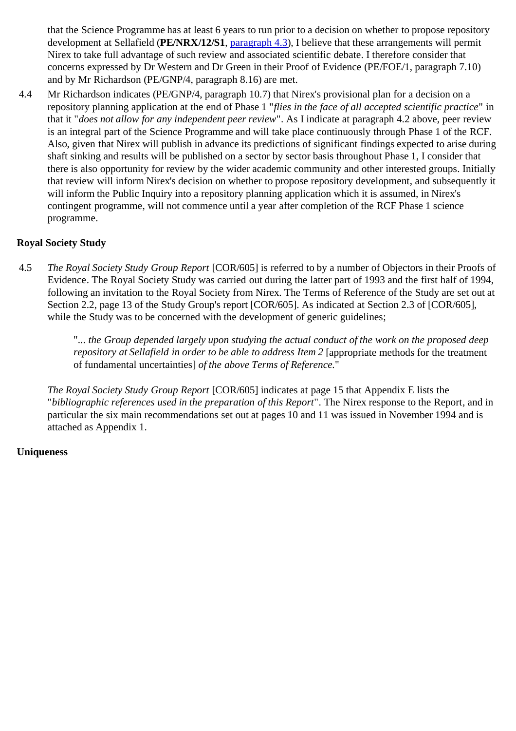that the Science Programme has at least 6 years to run prior to a decision on whether to propose repository development at Sellafield (**PE/NRX/12/S1**, paragraph 4.3), I believe that these arrangements will permit Nirex to take full advantage of such review and associated scientific debate. I therefore consider that concerns expressed by Dr Western and Dr Green in their Proof of Evidence (PE/FOE/1, paragraph 7.10) and by Mr Richardson (PE/GNP/4, paragraph 8.16) are met.

4.4 Mr Richardson indicates (PE/GNP/4, paragraph 10.7) that Nirex's provisional plan for a decision on a repository planning application at the end of Phase 1 "*flies in the face of all accepted scientific practice*" in that it "*does not allow for any independent peer review*". As I indicate at paragraph 4.2 above, peer review is an integral part of the Science Programme and will take place continuously through Phase 1 of the RCF. Also, given that Nirex will publish in advance its predictions of significant findings expected to arise during shaft sinking and results will be published on a sector by sector basis throughout Phase 1, I consider that there is also opportunity for review by the wider academic community and other interested groups. Initially that review will inform Nirex's decision on whether to propose repository development, and subsequently it will inform the Public Inquiry into a repository planning application which it is assumed, in Nirex's contingent programme, will not commence until a year after completion of the RCF Phase 1 science programme.

**Royal Society Study**

4.5 *The Royal Society Study Group Report* [COR/605] is referred to by a number of Objectors in their Proofs of Evidence. The Royal Society Study was carried out during the latter part of 1993 and the first half of 1994, following an invitation to the Royal Society from Nirex. The Terms of Reference of the Study are set out at Section 2.2, page 13 of the Study Group's report [COR/605]. As indicated at Section 2.3 of [COR/605], while the Study was to be concerned with the development of generic guidelines;

> "*... the Group depended largely upon studying the actual conduct of the work on the proposed deep repository at Sellafield in order to be able to address Item 2* [appropriate methods for the treatment of fundamental uncertainties] *of the above Terms of Reference.*"

*The Royal Society Study Group Report* [COR/605] indicates at page 15 that Appendix E lists the "*bibliographic references used in the preparation of this Report*". The Nirex response to the Report, and in particular the six main recommendations set out at pages 10 and 11 was issued in November 1994 and is attached as Appendix 1.

**Uniqueness**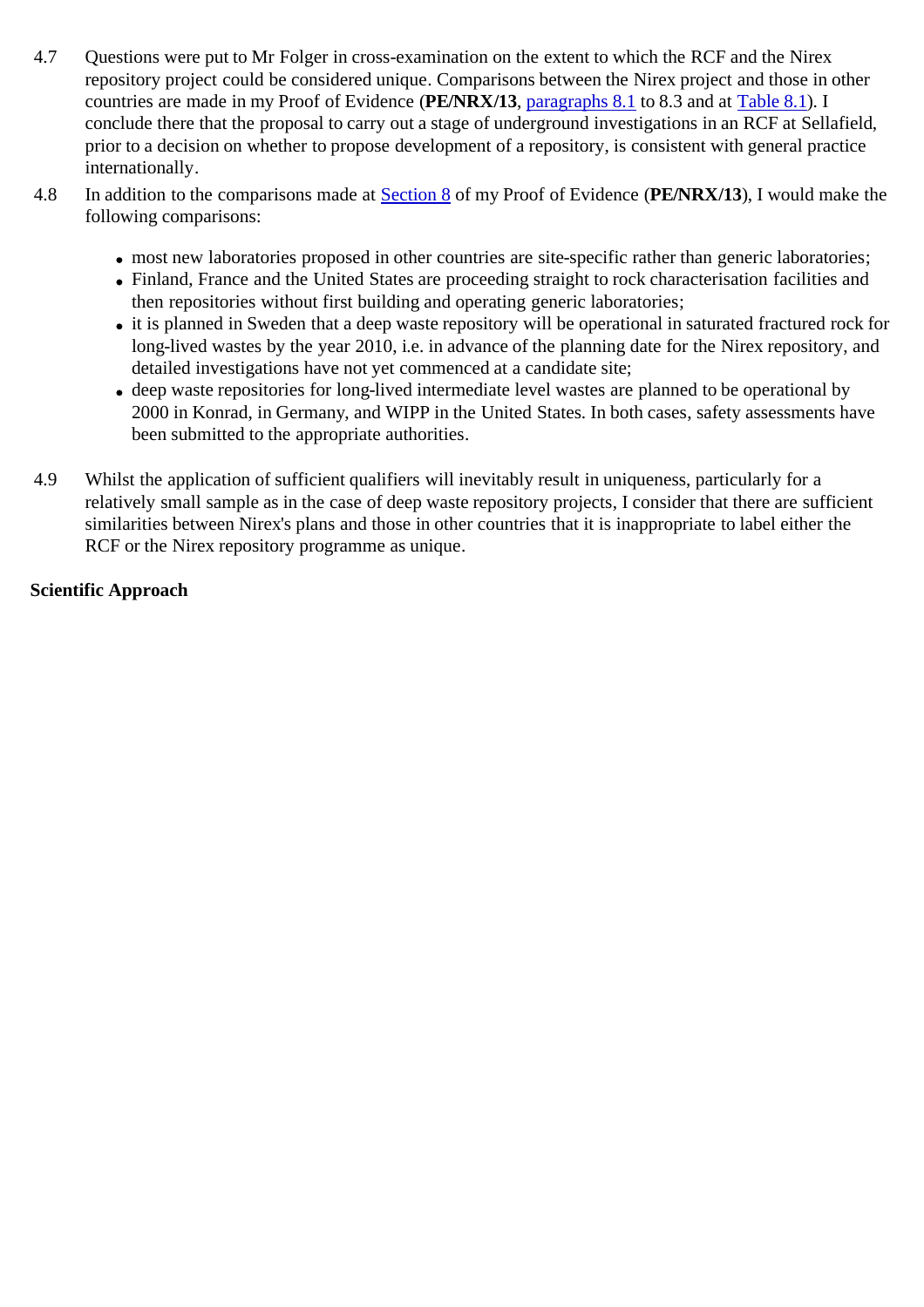4.7 Questions were put to Mr Folger in cross-examination on the extent to which the RCF and the Nirex repository project could be considered unique. Comparisons between the Nirex project and those in other countries are made in my Proof of Evidence (**PE/NRX/13**, paragraphs 8.1 to 8.3 and at Table 8.1). I conclude there that the proposal to carry out a stage of underground investigations in an RCF at Sellafield, prior to a decision on whether to propose development of a repository, is consistent with general practice internationally.

4.8 In addition to the comparisons made at Section 8 of my Proof of Evidence (**PE/NRX/13**), I would make the following comparisons:

- most new laboratories proposed in other countries are site-specific rather than generic laboratories;
- Finland, France and the United States are proceeding straight to rock characterisation facilities and then repositories without first building and operating generic laboratories;
- it is planned in Sweden that a deep waste repository will be operational in saturated fractured rock for long-lived wastes by the year 2010, i.e. in advance of the planning date for the Nirex repository, and detailed investigations have not yet commenced at a candidate site;
- deep waste repositories for long-lived intermediate level wastes are planned to be operational by 2000 in Konrad, in Germany, and WIPP in the United States. In both cases, safety assessments have been submitted to the appropriate authorities.

4.9 Whilst the application of sufficient qualifiers will inevitably result in uniqueness, particularly for a relatively small sample as in the case of deep waste repository projects, I consider that there are sufficient similarities between Nirex's plans and those in other countries that it is inappropriate to label either the RCF or the Nirex repository programme as unique.

**Scientific Approach**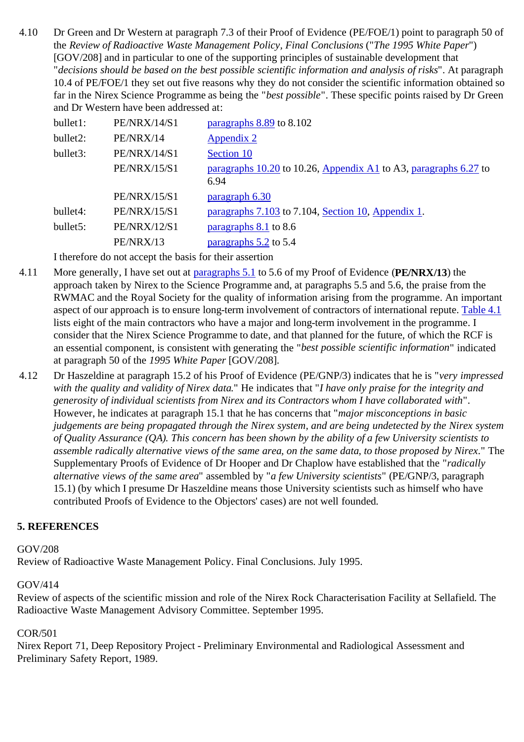4.10 Dr Green and Dr Western at paragraph 7.3 of their Proof of Evidence (PE/FOE/1) point to paragraph 50 of the *Review of Radioactive Waste Management Policy, Final Conclusions* ("*The 1995 White Paper*") [GOV/208] and in particular to one of the supporting principles of sustainable development that "*decisions should be based on the best possible scientific information and analysis of risks*". At paragraph 10.4 of PE/FOE/1 they set out five reasons why they do not consider the scientific information obtained so far in the Nirex Science Programme as being the "*best possible*". These specific points raised by Dr Green and Dr Western have been addressed at:

| | | |
|---|---|---|
| bullet1: | PE/NRX/14/S1 | paragraphs 8.89 to 8.102 |
| bullet2: | PE/NRX/14 | Appendix 2 |
| bullet3: | PE/NRX/14/S1 | Section 10 |
| | PE/NRX/15/S1 | paragraphs 10.20 to 10.26, Appendix A1 to A3, paragraphs 6.27 to 6.94 |
| | PE/NRX/15/S1 | paragraph 6.30 |
| bullet4: | PE/NRX/15/S1 | paragraphs 7.103 to 7.104, Section 10, Appendix 1. |
| bullet5: | PE/NRX/12/S1 | paragraphs 8.1 to 8.6 |
| | PE/NRX/13 | paragraphs 5.2 to 5.4 |

I therefore do not accept the basis for their assertion

4.11 More generally, I have set out at paragraphs 5.1 to 5.6 of my Proof of Evidence (**PE/NRX/13**) the approach taken by Nirex to the Science Programme and, at paragraphs 5.5 and 5.6, the praise from the RWMAC and the Royal Society for the quality of information arising from the programme. An important aspect of our approach is to ensure long-term involvement of contractors of international repute. Table 4.1 lists eight of the main contractors who have a major and long-term involvement in the programme. I consider that the Nirex Science Programme to date, and that planned for the future, of which the RCF is an essential component, is consistent with generating the "*best possible scientific information*" indicated at paragraph 50 of the *1995 White Paper* [GOV/208].

4.12 Dr Haszeldine at paragraph 15.2 of his Proof of Evidence (PE/GNP/3) indicates that he is "*very impressed with the quality and validity of Nirex data.*" He indicates that "*I have only praise for the integrity and generosity of individual scientists from Nirex and its Contractors whom I have collaborated with*". However, he indicates at paragraph 15.1 that he has concerns that "*major misconceptions in basic judgements are being propagated through the Nirex system, and are being undetected by the Nirex system of Quality Assurance (QA). This concern has been shown by the ability of a few University scientists to assemble radically alternative views of the same area, on the same data, to those proposed by Nirex.*" The Supplementary Proofs of Evidence of Dr Hooper and Dr Chaplow have established that the "*radically alternative views of the same area*" assembled by "*a few University scientists*" (PE/GNP/3, paragraph 15.1) (by which I presume Dr Haszeldine means those University scientists such as himself who have contributed Proofs of Evidence to the Objectors' cases) are not well founded.

## 5. REFERENCES

GOV/208
Review of Radioactive Waste Management Policy. Final Conclusions. July 1995.

GOV/414
Review of aspects of the scientific mission and role of the Nirex Rock Characterisation Facility at Sellafield. The Radioactive Waste Management Advisory Committee. September 1995.

COR/501
Nirex Report 71, Deep Repository Project - Preliminary Environmental and Radiological Assessment and Preliminary Safety Report, 1989.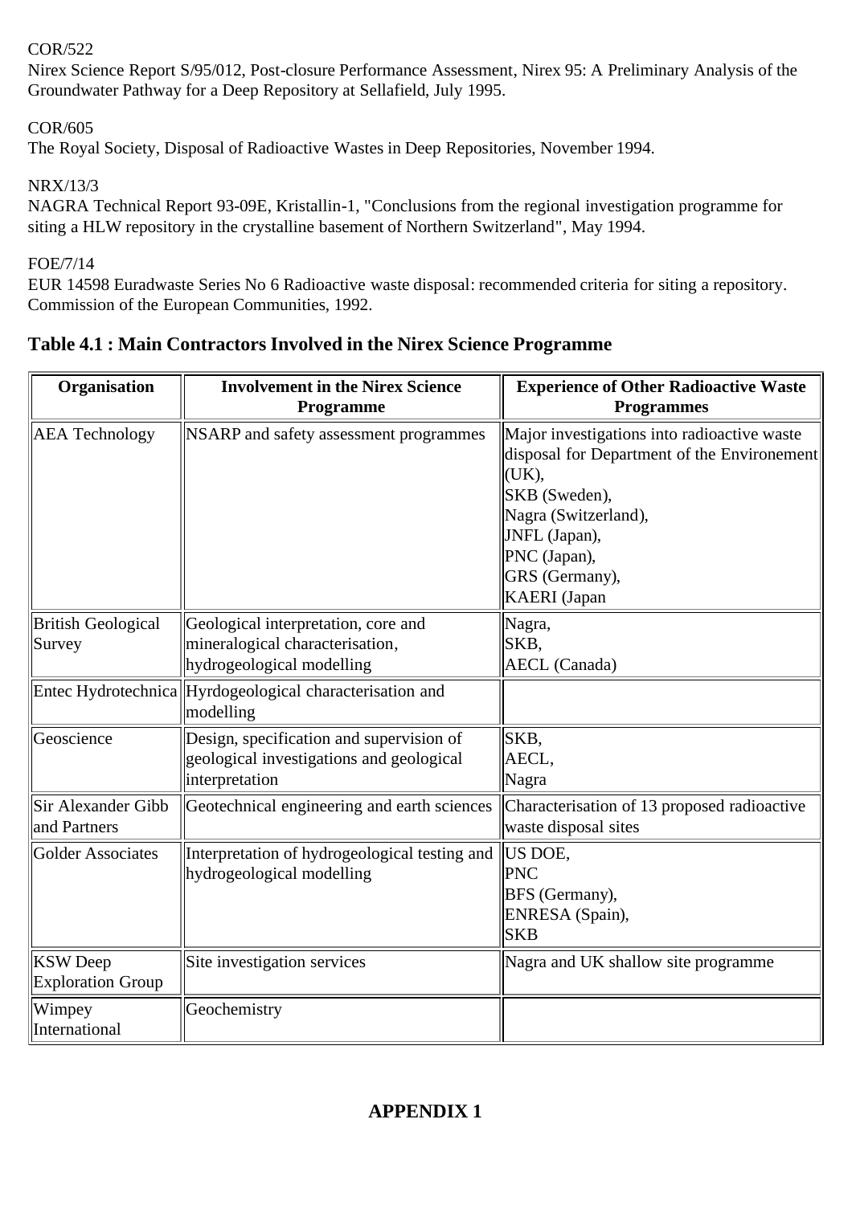COR/522
Nirex Science Report S/95/012, Post-closure Performance Assessment, Nirex 95: A Preliminary Analysis of the Groundwater Pathway for a Deep Repository at Sellafield, July 1995.

COR/605
The Royal Society, Disposal of Radioactive Wastes in Deep Repositories, November 1994.

NRX/13/3
NAGRA Technical Report 93-09E, Kristallin-1, "Conclusions from the regional investigation programme for siting a HLW repository in the crystalline basement of Northern Switzerland", May 1994.

FOE/7/14
EUR 14598 Euradwaste Series No 6 Radioactive waste disposal: recommended criteria for siting a repository. Commission of the European Communities, 1992.

## Table 4.1 : Main Contractors Involved in the Nirex Science Programme

| Organisation | Involvement in the Nirex Science Programme | Experience of Other Radioactive Waste Programmes |
|---|---|---|
| AEA Technology | NSARP and safety assessment programmes | Major investigations into radioactive waste disposal for Department of the Environement (UK),<br>SKB (Sweden),<br>Nagra (Switzerland),<br>JNFL (Japan),<br>PNC (Japan),<br>GRS (Germany),<br>KAERI (Japan |
| British Geological Survey | Geological interpretation, core and mineralogical characterisation, hydrogeological modelling | Nagra,<br>SKB,<br>AECL (Canada) |
| Entec Hydrotechnica | Hyrdogeological characterisation and modelling | |
| Geoscience | Design, specification and supervision of geological investigations and geological interpretation | SKB,<br>AECL,<br>Nagra |
| Sir Alexander Gibb and Partners | Geotechnical engineering and earth sciences | Characterisation of 13 proposed radioactive waste disposal sites |
| Golder Associates | Interpretation of hydrogeological testing and hydrogeological modelling | US DOE,<br>PNC<br>BFS (Germany),<br>ENRESA (Spain),<br>SKB |
| KSW Deep Exploration Group | Site investigation services | Nagra and UK shallow site programme |
| Wimpey International | Geochemistry | |

## APPENDIX 1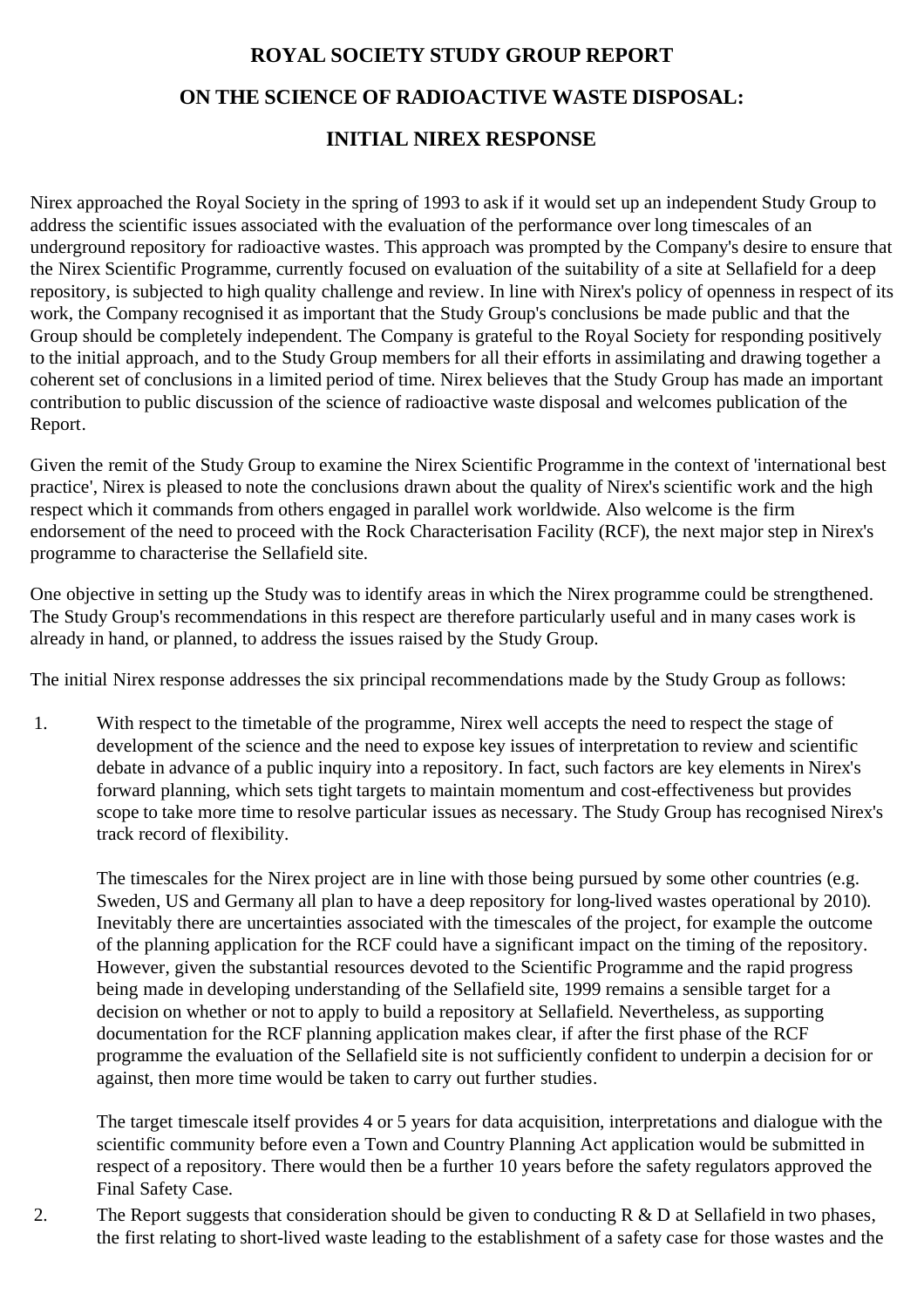# ROYAL SOCIETY STUDY GROUP REPORT

# ON THE SCIENCE OF RADIOACTIVE WASTE DISPOSAL:

# INITIAL NIREX RESPONSE

Nirex approached the Royal Society in the spring of 1993 to ask if it would set up an independent Study Group to address the scientific issues associated with the evaluation of the performance over long timescales of an underground repository for radioactive wastes. This approach was prompted by the Company's desire to ensure that the Nirex Scientific Programme, currently focused on evaluation of the suitability of a site at Sellafield for a deep repository, is subjected to high quality challenge and review. In line with Nirex's policy of openness in respect of its work, the Company recognised it as important that the Study Group's conclusions be made public and that the Group should be completely independent. The Company is grateful to the Royal Society for responding positively to the initial approach, and to the Study Group members for all their efforts in assimilating and drawing together a coherent set of conclusions in a limited period of time. Nirex believes that the Study Group has made an important contribution to public discussion of the science of radioactive waste disposal and welcomes publication of the Report.

Given the remit of the Study Group to examine the Nirex Scientific Programme in the context of 'international best practice', Nirex is pleased to note the conclusions drawn about the quality of Nirex's scientific work and the high respect which it commands from others engaged in parallel work worldwide. Also welcome is the firm endorsement of the need to proceed with the Rock Characterisation Facility (RCF), the next major step in Nirex's programme to characterise the Sellafield site.

One objective in setting up the Study was to identify areas in which the Nirex programme could be strengthened. The Study Group's recommendations in this respect are therefore particularly useful and in many cases work is already in hand, or planned, to address the issues raised by the Study Group.

The initial Nirex response addresses the six principal recommendations made by the Study Group as follows:

1. With respect to the timetable of the programme, Nirex well accepts the need to respect the stage of development of the science and the need to expose key issues of interpretation to review and scientific debate in advance of a public inquiry into a repository. In fact, such factors are key elements in Nirex's forward planning, which sets tight targets to maintain momentum and cost-effectiveness but provides scope to take more time to resolve particular issues as necessary. The Study Group has recognised Nirex's track record of flexibility.

   The timescales for the Nirex project are in line with those being pursued by some other countries (e.g. Sweden, US and Germany all plan to have a deep repository for long-lived wastes operational by 2010). Inevitably there are uncertainties associated with the timescales of the project, for example the outcome of the planning application for the RCF could have a significant impact on the timing of the repository. However, given the substantial resources devoted to the Scientific Programme and the rapid progress being made in developing understanding of the Sellafield site, 1999 remains a sensible target for a decision on whether or not to apply to build a repository at Sellafield. Nevertheless, as supporting documentation for the RCF planning application makes clear, if after the first phase of the RCF programme the evaluation of the Sellafield site is not sufficiently confident to underpin a decision for or against, then more time would be taken to carry out further studies.

   The target timescale itself provides 4 or 5 years for data acquisition, interpretations and dialogue with the scientific community before even a Town and Country Planning Act application would be submitted in respect of a repository. There would then be a further 10 years before the safety regulators approved the Final Safety Case.

2. The Report suggests that consideration should be given to conducting R & D at Sellafield in two phases, the first relating to short-lived waste leading to the establishment of a safety case for those wastes and the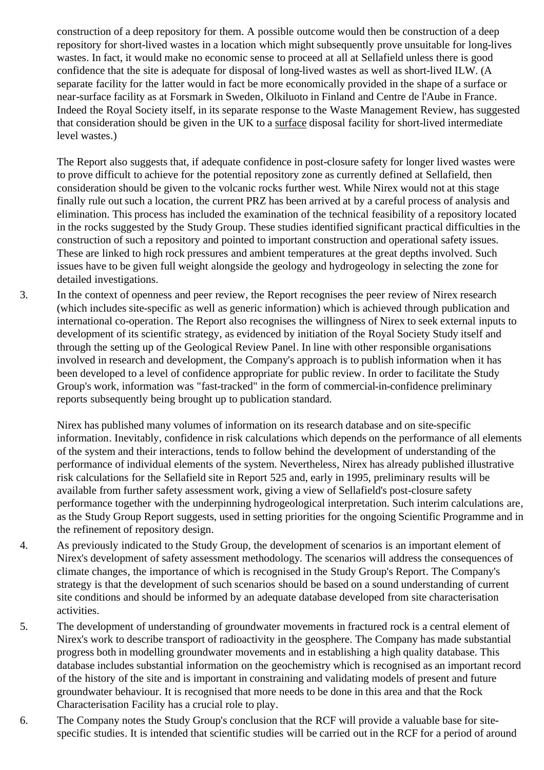construction of a deep repository for them. A possible outcome would then be construction of a deep repository for short-lived wastes in a location which might subsequently prove unsuitable for long-lives wastes. In fact, it would make no economic sense to proceed at all at Sellafield unless there is good confidence that the site is adequate for disposal of long-lived wastes as well as short-lived ILW. (A separate facility for the latter would in fact be more economically provided in the shape of a surface or near-surface facility as at Forsmark in Sweden, Olkiluoto in Finland and Centre de l'Aube in France. Indeed the Royal Society itself, in its separate response to the Waste Management Review, has suggested that consideration should be given in the UK to a <u>surface</u> disposal facility for short-lived intermediate level wastes.)

The Report also suggests that, if adequate confidence in post-closure safety for longer lived wastes were to prove difficult to achieve for the potential repository zone as currently defined at Sellafield, then consideration should be given to the volcanic rocks further west. While Nirex would not at this stage finally rule out such a location, the current PRZ has been arrived at by a careful process of analysis and elimination. This process has included the examination of the technical feasibility of a repository located in the rocks suggested by the Study Group. These studies identified significant practical difficulties in the construction of such a repository and pointed to important construction and operational safety issues. These are linked to high rock pressures and ambient temperatures at the great depths involved. Such issues have to be given full weight alongside the geology and hydrogeology in selecting the zone for detailed investigations.

3. In the context of openness and peer review, the Report recognises the peer review of Nirex research (which includes site-specific as well as generic information) which is achieved through publication and international co-operation. The Report also recognises the willingness of Nirex to seek external inputs to development of its scientific strategy, as evidenced by initiation of the Royal Society Study itself and through the setting up of the Geological Review Panel. In line with other responsible organisations involved in research and development, the Company's approach is to publish information when it has been developed to a level of confidence appropriate for public review. In order to facilitate the Study Group's work, information was "fast-tracked" in the form of commercial-in-confidence preliminary reports subsequently being brought up to publication standard.

   Nirex has published many volumes of information on its research database and on site-specific information. Inevitably, confidence in risk calculations which depends on the performance of all elements of the system and their interactions, tends to follow behind the development of understanding of the performance of individual elements of the system. Nevertheless, Nirex has already published illustrative risk calculations for the Sellafield site in Report 525 and, early in 1995, preliminary results will be available from further safety assessment work, giving a view of Sellafield's post-closure safety performance together with the underpinning hydrogeological interpretation. Such interim calculations are, as the Study Group Report suggests, used in setting priorities for the ongoing Scientific Programme and in the refinement of repository design.

4. As previously indicated to the Study Group, the development of scenarios is an important element of Nirex's development of safety assessment methodology. The scenarios will address the consequences of climate changes, the importance of which is recognised in the Study Group's Report. The Company's strategy is that the development of such scenarios should be based on a sound understanding of current site conditions and should be informed by an adequate database developed from site characterisation activities.

5. The development of understanding of groundwater movements in fractured rock is a central element of Nirex's work to describe transport of radioactivity in the geosphere. The Company has made substantial progress both in modelling groundwater movements and in establishing a high quality database. This database includes substantial information on the geochemistry which is recognised as an important record of the history of the site and is important in constraining and validating models of present and future groundwater behaviour. It is recognised that more needs to be done in this area and that the Rock Characterisation Facility has a crucial role to play.

6. The Company notes the Study Group's conclusion that the RCF will provide a valuable base for site-specific studies. It is intended that scientific studies will be carried out in the RCF for a period of around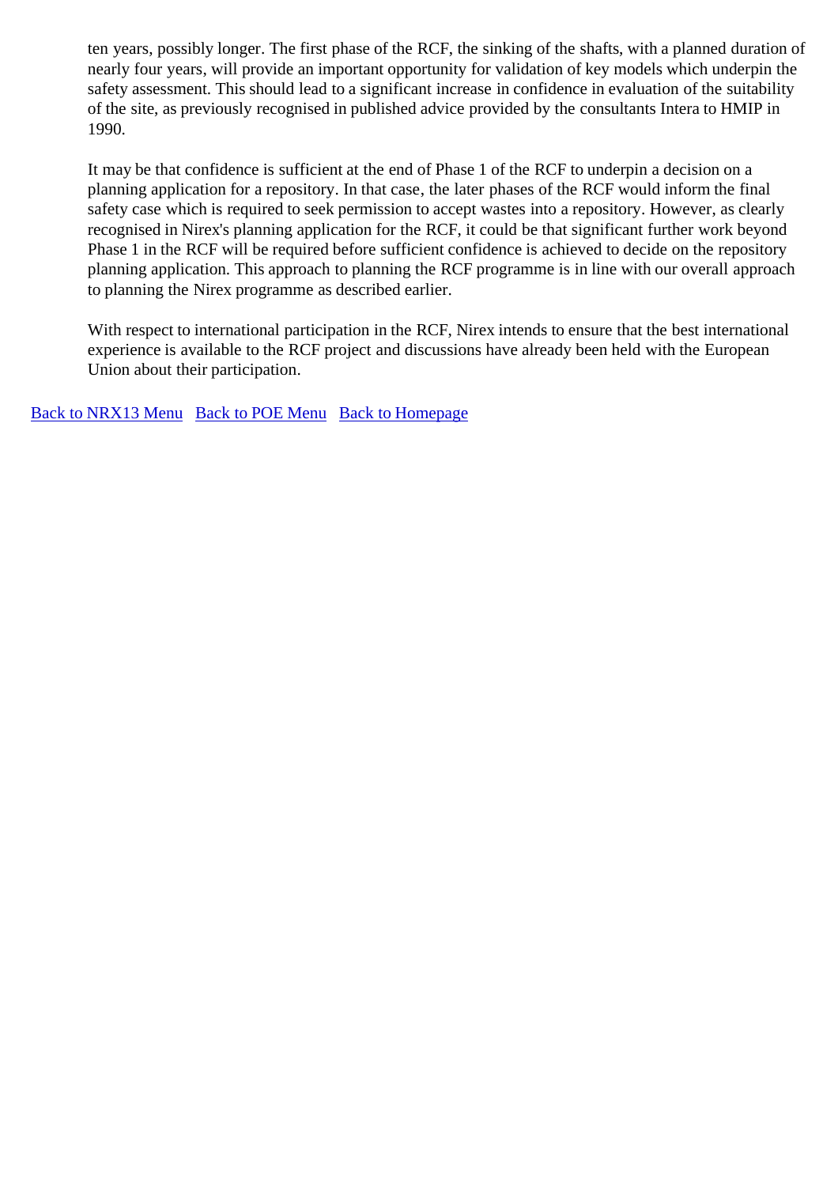ten years, possibly longer. The first phase of the RCF, the sinking of the shafts, with a planned duration of nearly four years, will provide an important opportunity for validation of key models which underpin the safety assessment. This should lead to a significant increase in confidence in evaluation of the suitability of the site, as previously recognised in published advice provided by the consultants Intera to HMIP in 1990.

It may be that confidence is sufficient at the end of Phase 1 of the RCF to underpin a decision on a planning application for a repository. In that case, the later phases of the RCF would inform the final safety case which is required to seek permission to accept wastes into a repository. However, as clearly recognised in Nirex's planning application for the RCF, it could be that significant further work beyond Phase 1 in the RCF will be required before sufficient confidence is achieved to decide on the repository planning application. This approach to planning the RCF programme is in line with our overall approach to planning the Nirex programme as described earlier.

With respect to international participation in the RCF, Nirex intends to ensure that the best international experience is available to the RCF project and discussions have already been held with the European Union about their participation.

Back to NRX13 Menu   Back to POE Menu   Back to Homepage